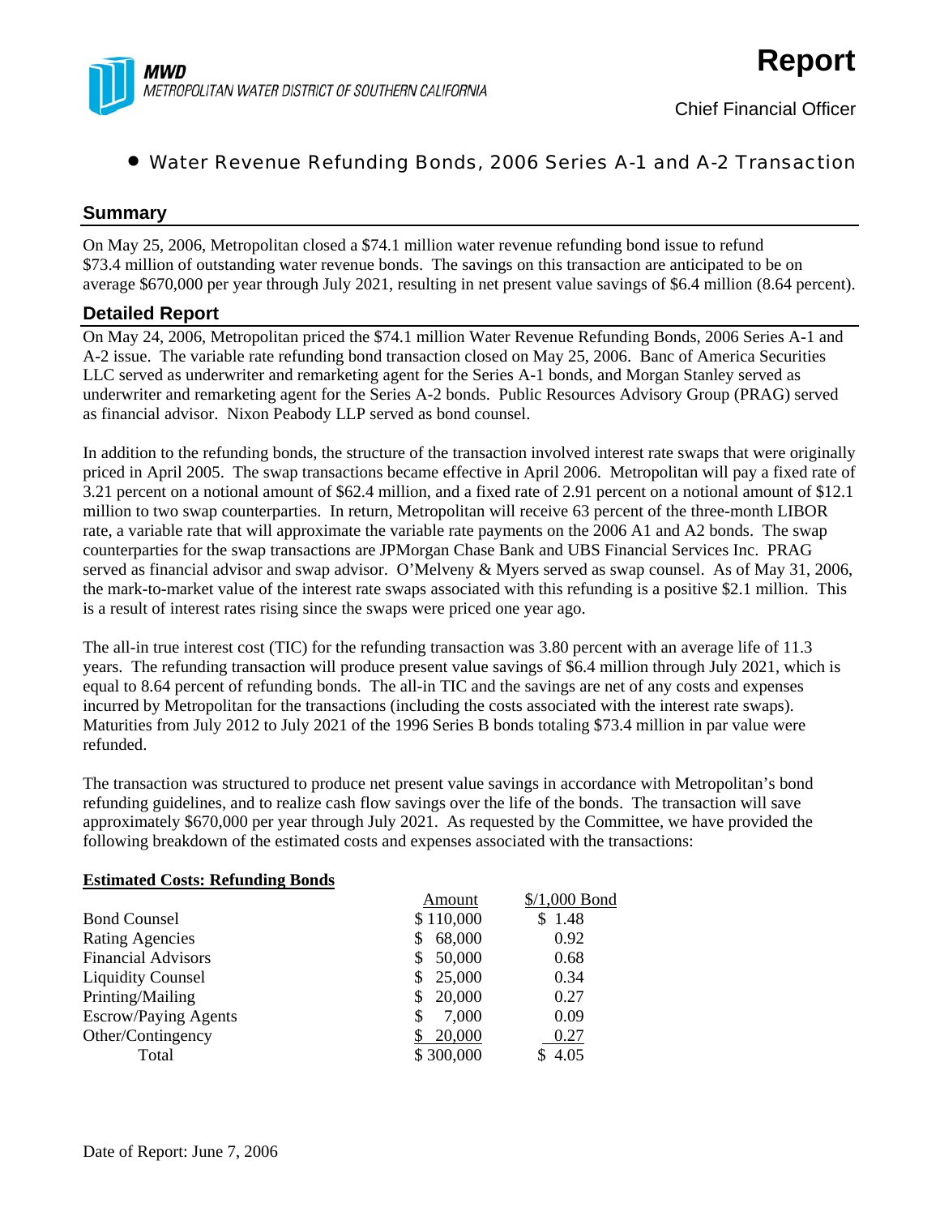**MWD**
*METROPOLITAN WATER DISTRICT OF SOUTHERN CALIFORNIA*

# Report

Chief Financial Officer

- Water Revenue Refunding Bonds, 2006 Series A-1 and A-2 Transaction

## Summary

On May 25, 2006, Metropolitan closed a $74.1 million water revenue refunding bond issue to refund $73.4 million of outstanding water revenue bonds. The savings on this transaction are anticipated to be on average $670,000 per year through July 2021, resulting in net present value savings of $6.4 million (8.64 percent).

## Detailed Report

On May 24, 2006, Metropolitan priced the $74.1 million Water Revenue Refunding Bonds, 2006 Series A-1 and A-2 issue. The variable rate refunding bond transaction closed on May 25, 2006. Banc of America Securities LLC served as underwriter and remarketing agent for the Series A-1 bonds, and Morgan Stanley served as underwriter and remarketing agent for the Series A-2 bonds. Public Resources Advisory Group (PRAG) served as financial advisor. Nixon Peabody LLP served as bond counsel.

In addition to the refunding bonds, the structure of the transaction involved interest rate swaps that were originally priced in April 2005. The swap transactions became effective in April 2006. Metropolitan will pay a fixed rate of 3.21 percent on a notional amount of $62.4 million, and a fixed rate of 2.91 percent on a notional amount of $12.1 million to two swap counterparties. In return, Metropolitan will receive 63 percent of the three-month LIBOR rate, a variable rate that will approximate the variable rate payments on the 2006 A1 and A2 bonds. The swap counterparties for the swap transactions are JPMorgan Chase Bank and UBS Financial Services Inc. PRAG served as financial advisor and swap advisor. O'Melveny & Myers served as swap counsel. As of May 31, 2006, the mark-to-market value of the interest rate swaps associated with this refunding is a positive $2.1 million. This is a result of interest rates rising since the swaps were priced one year ago.

The all-in true interest cost (TIC) for the refunding transaction was 3.80 percent with an average life of 11.3 years. The refunding transaction will produce present value savings of $6.4 million through July 2021, which is equal to 8.64 percent of refunding bonds. The all-in TIC and the savings are net of any costs and expenses incurred by Metropolitan for the transactions (including the costs associated with the interest rate swaps). Maturities from July 2012 to July 2021 of the 1996 Series B bonds totaling $73.4 million in par value were refunded.

The transaction was structured to produce net present value savings in accordance with Metropolitan's bond refunding guidelines, and to realize cash flow savings over the life of the bonds. The transaction will save approximately $670,000 per year through July 2021. As requested by the Committee, we have provided the following breakdown of the estimated costs and expenses associated with the transactions:

**Estimated Costs: Refunding Bonds**

| | Amount | $/1,000 Bond |
|---|---|---|
| Bond Counsel | $ 110,000 | $ 1.48 |
| Rating Agencies | $ 68,000 | 0.92 |
| Financial Advisors | $ 50,000 | 0.68 |
| Liquidity Counsel | $ 25,000 | 0.34 |
| Printing/Mailing | $ 20,000 | 0.27 |
| Escrow/Paying Agents | $ 7,000 | 0.09 |
| Other/Contingency | $ 20,000 | 0.27 |
| Total | $ 300,000 | $ 4.05 |

Date of Report: June 7, 2006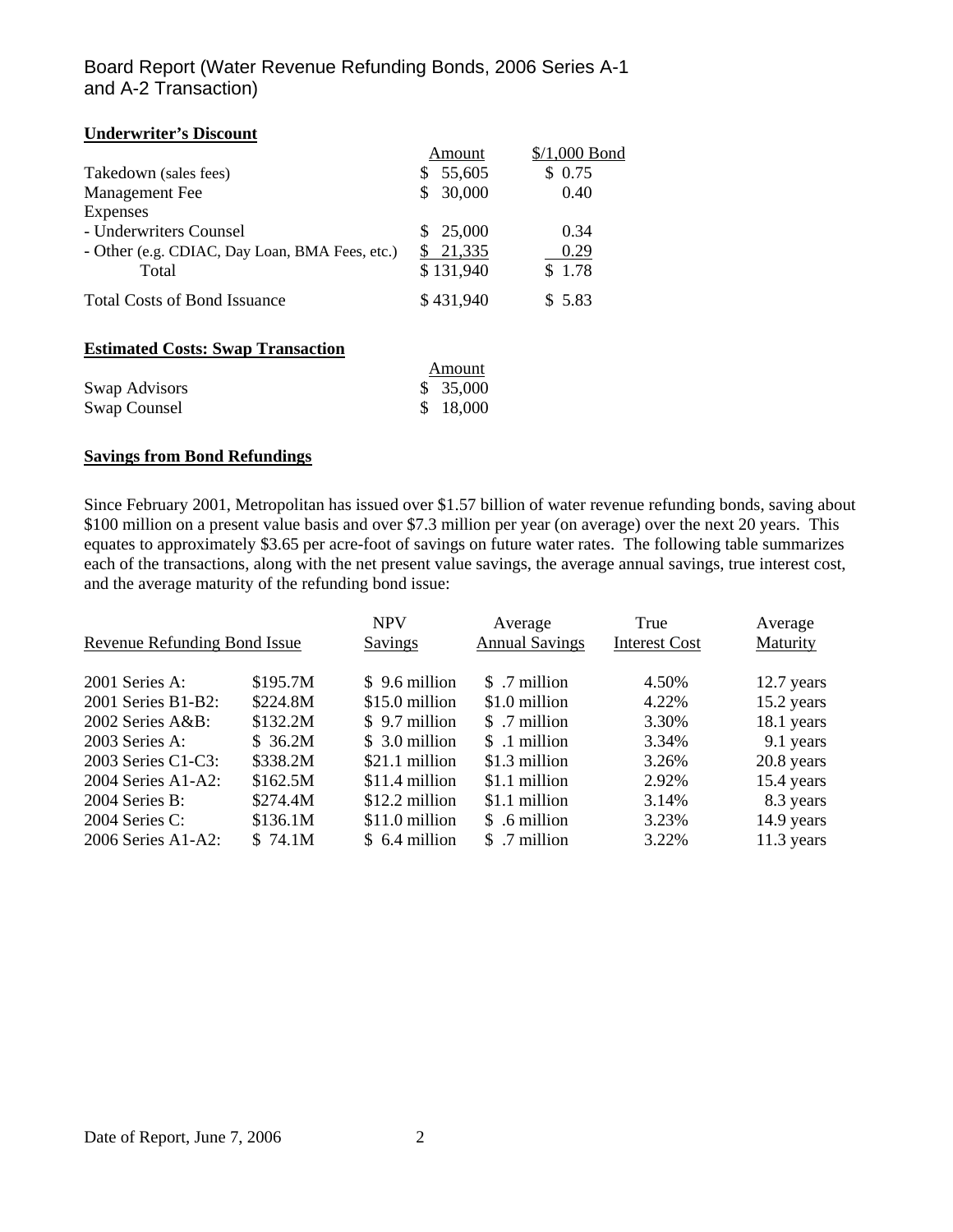Board Report (Water Revenue Refunding Bonds, 2006 Series A-1 and A-2 Transaction)

**Underwriter's Discount**

| | Amount | $/1,000 Bond |
|---|---|---|
| Takedown (sales fees) | $ 55,605 | $ 0.75 |
| Management Fee | $ 30,000 | 0.40 |
| Expenses | | |
| - Underwriters Counsel | $ 25,000 | 0.34 |
| - Other (e.g. CDIAC, Day Loan, BMA Fees, etc.) | $ 21,335 | 0.29 |
| Total | $ 131,940 | $ 1.78 |
| Total Costs of Bond Issuance | $ 431,940 | $ 5.83 |

**Estimated Costs: Swap Transaction**

| | Amount |
|---|---|
| Swap Advisors | $ 35,000 |
| Swap Counsel | $ 18,000 |

**Savings from Bond Refundings**

Since February 2001, Metropolitan has issued over $1.57 billion of water revenue refunding bonds, saving about $100 million on a present value basis and over $7.3 million per year (on average) over the next 20 years. This equates to approximately $3.65 per acre-foot of savings on future water rates. The following table summarizes each of the transactions, along with the net present value savings, the average annual savings, true interest cost, and the average maturity of the refunding bond issue:

| Revenue Refunding Bond Issue | | NPV Savings | Average Annual Savings | True Interest Cost | Average Maturity |
|---|---|---|---|---|---|
| 2001 Series A: | $195.7M | $ 9.6 million | $ .7 million | 4.50% | 12.7 years |
| 2001 Series B1-B2: | $224.8M | $15.0 million | $1.0 million | 4.22% | 15.2 years |
| 2002 Series A&B: | $132.2M | $ 9.7 million | $ .7 million | 3.30% | 18.1 years |
| 2003 Series A: | $ 36.2M | $ 3.0 million | $ .1 million | 3.34% | 9.1 years |
| 2003 Series C1-C3: | $338.2M | $21.1 million | $1.3 million | 3.26% | 20.8 years |
| 2004 Series A1-A2: | $162.5M | $11.4 million | $1.1 million | 2.92% | 15.4 years |
| 2004 Series B: | $274.4M | $12.2 million | $1.1 million | 3.14% | 8.3 years |
| 2004 Series C: | $136.1M | $11.0 million | $ .6 million | 3.23% | 14.9 years |
| 2006 Series A1-A2: | $ 74.1M | $ 6.4 million | $ .7 million | 3.22% | 11.3 years |

Date of Report, June 7, 2006